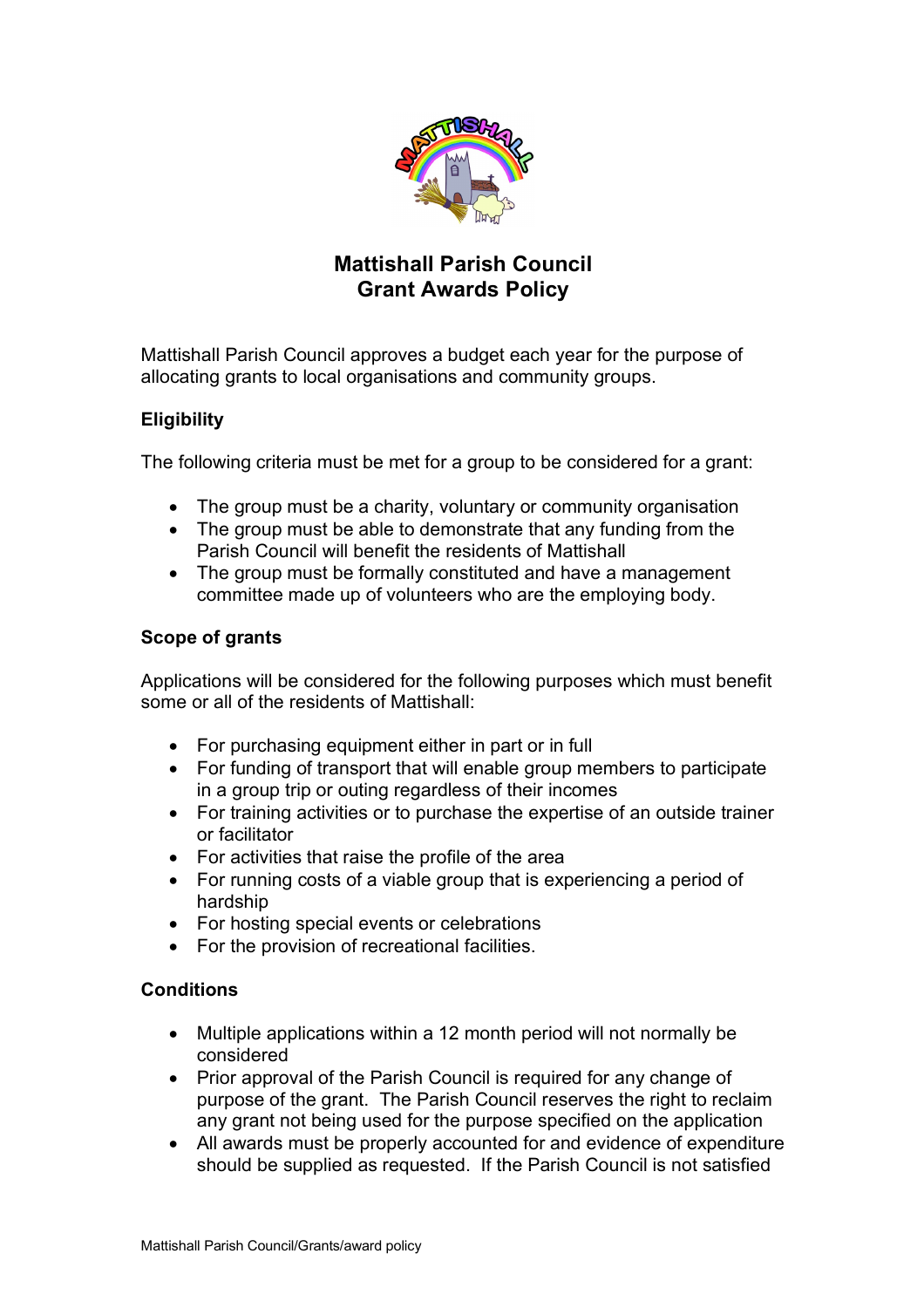# Mattishall Parish Council
# Grant Awards Policy

Mattishall Parish Council approves a budget each year for the purpose of allocating grants to local organisations and community groups.

## Eligibility

The following criteria must be met for a group to be considered for a grant:

- The group must be a charity, voluntary or community organisation
- The group must be able to demonstrate that any funding from the Parish Council will benefit the residents of Mattishall
- The group must be formally constituted and have a management committee made up of volunteers who are the employing body.

## Scope of grants

Applications will be considered for the following purposes which must benefit some or all of the residents of Mattishall:

- For purchasing equipment either in part or in full
- For funding of transport that will enable group members to participate in a group trip or outing regardless of their incomes
- For training activities or to purchase the expertise of an outside trainer or facilitator
- For activities that raise the profile of the area
- For running costs of a viable group that is experiencing a period of hardship
- For hosting special events or celebrations
- For the provision of recreational facilities.

## Conditions

- Multiple applications within a 12 month period will not normally be considered
- Prior approval of the Parish Council is required for any change of purpose of the grant. The Parish Council reserves the right to reclaim any grant not being used for the purpose specified on the application
- All awards must be properly accounted for and evidence of expenditure should be supplied as requested. If the Parish Council is not satisfied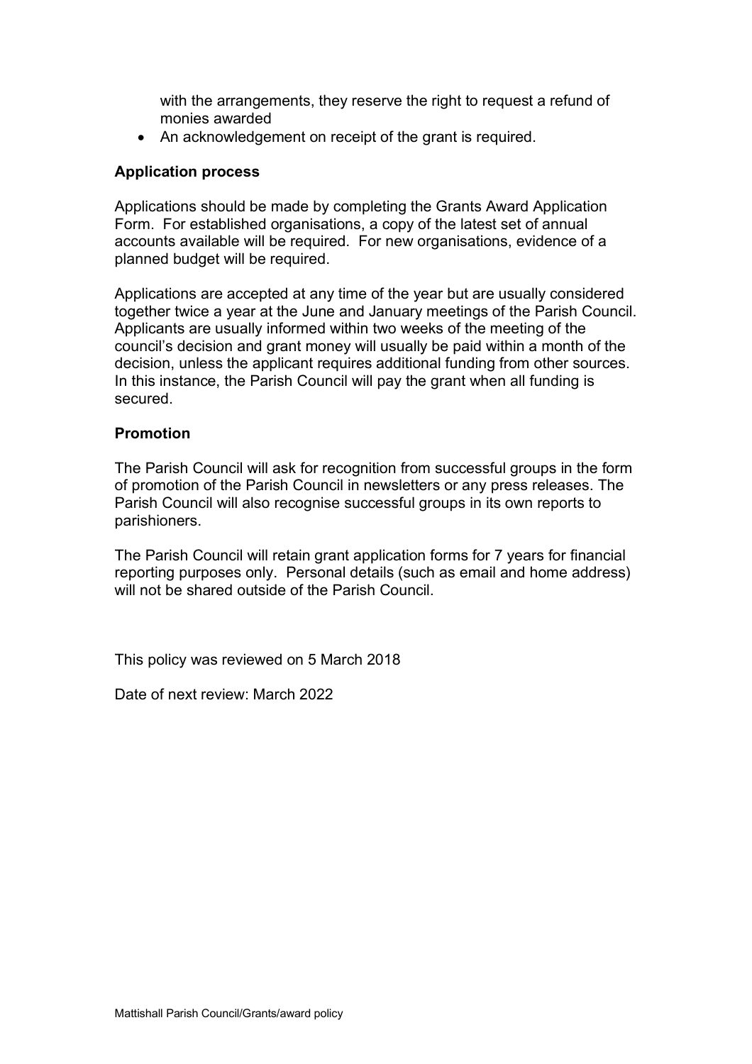with the arrangements, they reserve the right to request a refund of monies awarded
- An acknowledgement on receipt of the grant is required.

**Application process**

Applications should be made by completing the Grants Award Application Form. For established organisations, a copy of the latest set of annual accounts available will be required. For new organisations, evidence of a planned budget will be required.

Applications are accepted at any time of the year but are usually considered together twice a year at the June and January meetings of the Parish Council. Applicants are usually informed within two weeks of the meeting of the council's decision and grant money will usually be paid within a month of the decision, unless the applicant requires additional funding from other sources. In this instance, the Parish Council will pay the grant when all funding is secured.

**Promotion**

The Parish Council will ask for recognition from successful groups in the form of promotion of the Parish Council in newsletters or any press releases. The Parish Council will also recognise successful groups in its own reports to parishioners.

The Parish Council will retain grant application forms for 7 years for financial reporting purposes only. Personal details (such as email and home address) will not be shared outside of the Parish Council.

This policy was reviewed on 5 March 2018

Date of next review: March 2022